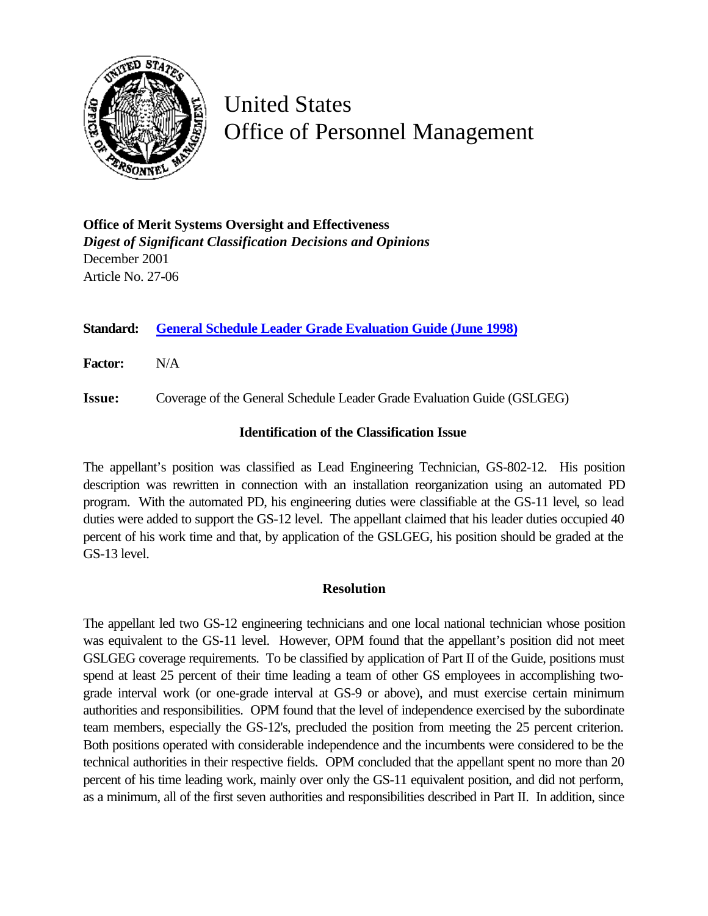# United States Office of Personnel Management

**Office of Merit Systems Oversight and Effectiveness**
*Digest of Significant Classification Decisions and Opinions*
December 2001
Article No. 27-06

**Standard:** General Schedule Leader Grade Evaluation Guide (June 1998)

**Factor:** N/A

**Issue:** Coverage of the General Schedule Leader Grade Evaluation Guide (GSLGEG)

### Identification of the Classification Issue

The appellant's position was classified as Lead Engineering Technician, GS-802-12. His position description was rewritten in connection with an installation reorganization using an automated PD program. With the automated PD, his engineering duties were classifiable at the GS-11 level, so lead duties were added to support the GS-12 level. The appellant claimed that his leader duties occupied 40 percent of his work time and that, by application of the GSLGEG, his position should be graded at the GS-13 level.

### Resolution

The appellant led two GS-12 engineering technicians and one local national technician whose position was equivalent to the GS-11 level. However, OPM found that the appellant's position did not meet GSLGEG coverage requirements. To be classified by application of Part II of the Guide, positions must spend at least 25 percent of their time leading a team of other GS employees in accomplishing two-grade interval work (or one-grade interval at GS-9 or above), and must exercise certain minimum authorities and responsibilities. OPM found that the level of independence exercised by the subordinate team members, especially the GS-12's, precluded the position from meeting the 25 percent criterion. Both positions operated with considerable independence and the incumbents were considered to be the technical authorities in their respective fields. OPM concluded that the appellant spent no more than 20 percent of his time leading work, mainly over only the GS-11 equivalent position, and did not perform, as a minimum, all of the first seven authorities and responsibilities described in Part II. In addition, since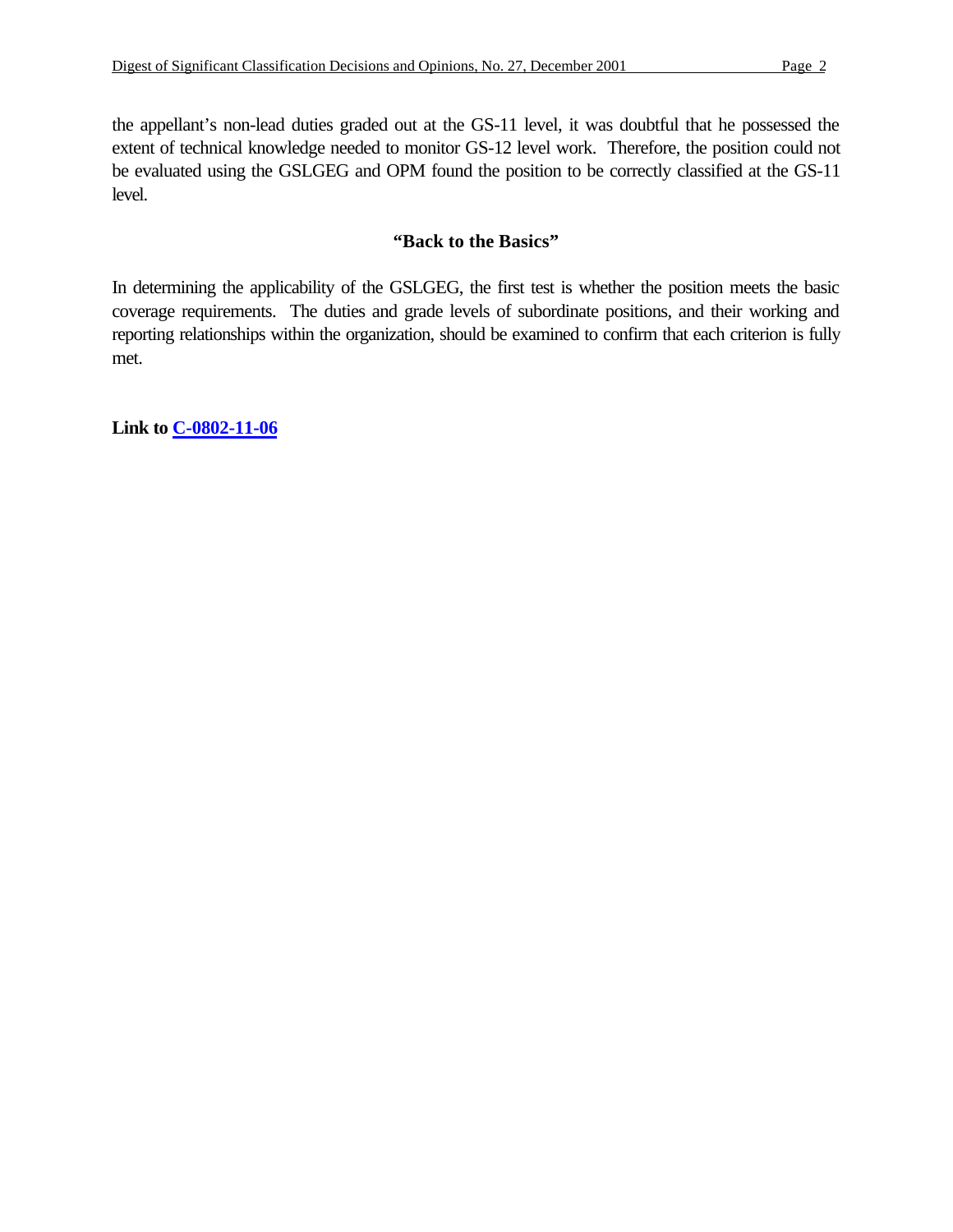the appellant's non-lead duties graded out at the GS-11 level, it was doubtful that he possessed the extent of technical knowledge needed to monitor GS-12 level work. Therefore, the position could not be evaluated using the GSLGEG and OPM found the position to be correctly classified at the GS-11 level.

### "Back to the Basics"

In determining the applicability of the GSLGEG, the first test is whether the position meets the basic coverage requirements. The duties and grade levels of subordinate positions, and their working and reporting relationships within the organization, should be examined to confirm that each criterion is fully met.

**Link to C-0802-11-06**